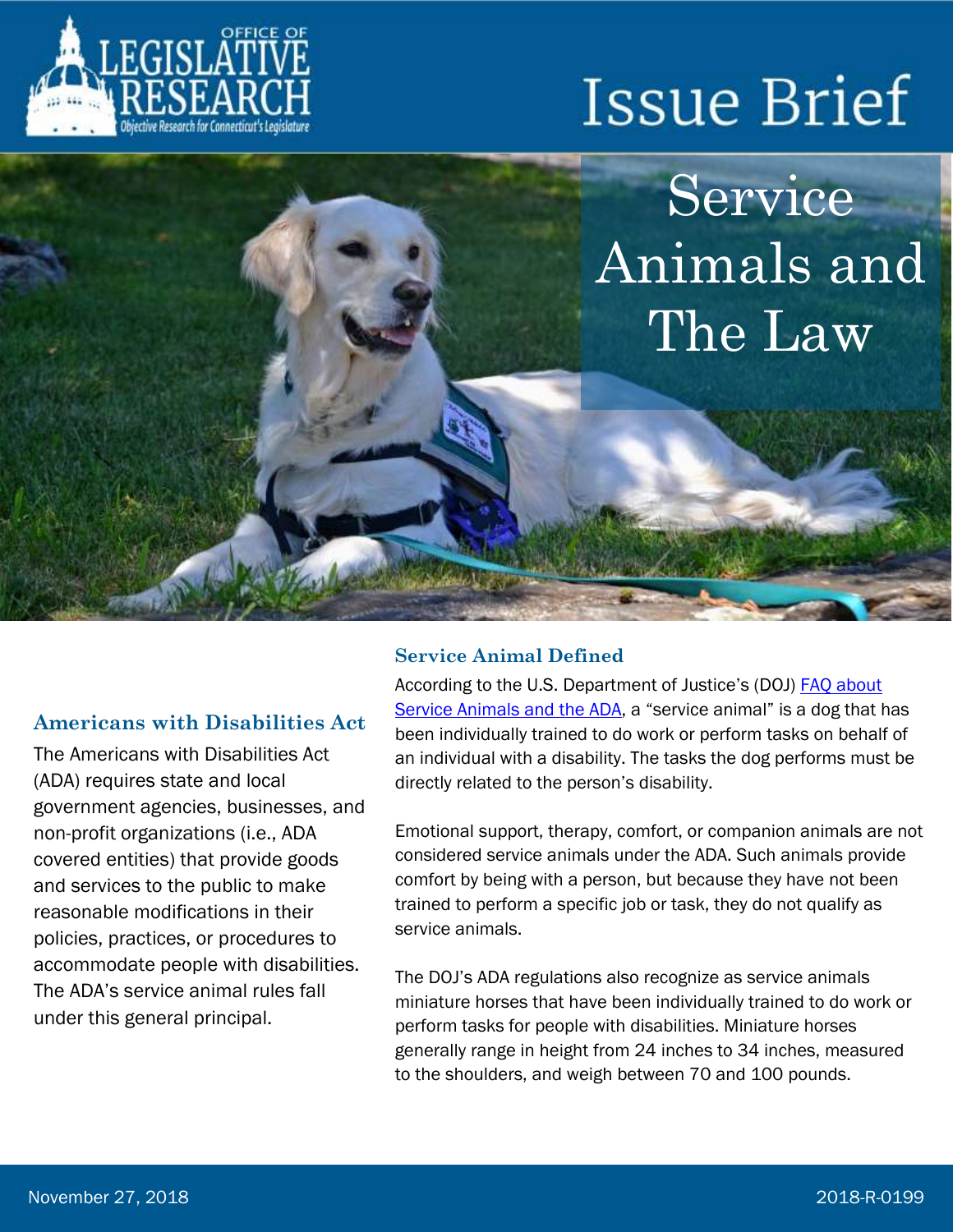# Issue Brief

# Service Animals and The Law

## Americans with Disabilities Act

The Americans with Disabilities Act (ADA) requires state and local government agencies, businesses, and non-profit organizations (i.e., ADA covered entities) that provide goods and services to the public to make reasonable modifications in their policies, practices, or procedures to accommodate people with disabilities. The ADA's service animal rules fall under this general principal.

## Service Animal Defined

According to the U.S. Department of Justice's (DOJ) [FAQ about Service Animals and the ADA](), a "service animal" is a dog that has been individually trained to do work or perform tasks on behalf of an individual with a disability. The tasks the dog performs must be directly related to the person's disability.

Emotional support, therapy, comfort, or companion animals are not considered service animals under the ADA. Such animals provide comfort by being with a person, but because they have not been trained to perform a specific job or task, they do not qualify as service animals.

The DOJ's ADA regulations also recognize as service animals miniature horses that have been individually trained to do work or perform tasks for people with disabilities. Miniature horses generally range in height from 24 inches to 34 inches, measured to the shoulders, and weigh between 70 and 100 pounds.

November 27, 2018 2018-R-0199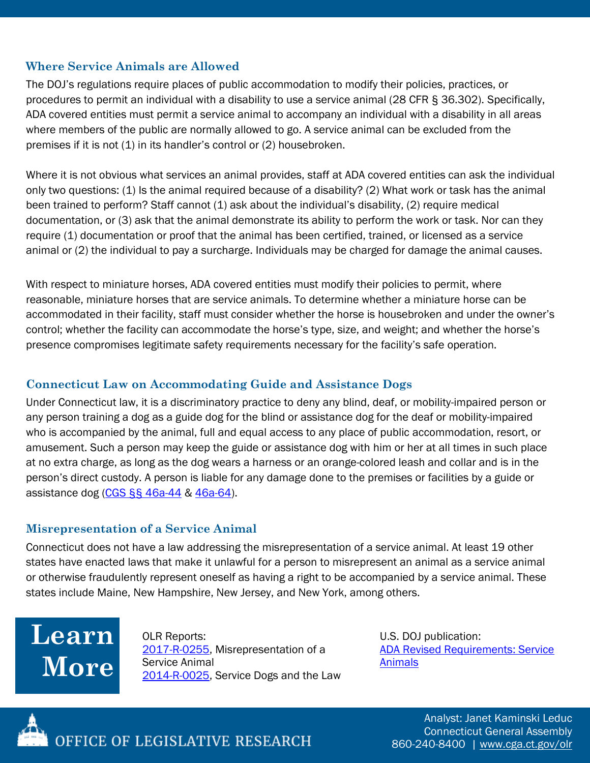## Where Service Animals are Allowed

The DOJ's regulations require places of public accommodation to modify their policies, practices, or procedures to permit an individual with a disability to use a service animal (28 CFR § 36.302). Specifically, ADA covered entities must permit a service animal to accompany an individual with a disability in all areas where members of the public are normally allowed to go. A service animal can be excluded from the premises if it is not (1) in its handler's control or (2) housebroken.

Where it is not obvious what services an animal provides, staff at ADA covered entities can ask the individual only two questions: (1) Is the animal required because of a disability? (2) What work or task has the animal been trained to perform? Staff cannot (1) ask about the individual's disability, (2) require medical documentation, or (3) ask that the animal demonstrate its ability to perform the work or task. Nor can they require (1) documentation or proof that the animal has been certified, trained, or licensed as a service animal or (2) the individual to pay a surcharge. Individuals may be charged for damage the animal causes.

With respect to miniature horses, ADA covered entities must modify their policies to permit, where reasonable, miniature horses that are service animals. To determine whether a miniature horse can be accommodated in their facility, staff must consider whether the horse is housebroken and under the owner's control; whether the facility can accommodate the horse's type, size, and weight; and whether the horse's presence compromises legitimate safety requirements necessary for the facility's safe operation.

## Connecticut Law on Accommodating Guide and Assistance Dogs

Under Connecticut law, it is a discriminatory practice to deny any blind, deaf, or mobility-impaired person or any person training a dog as a guide dog for the blind or assistance dog for the deaf or mobility-impaired who is accompanied by the animal, full and equal access to any place of public accommodation, resort, or amusement. Such a person may keep the guide or assistance dog with him or her at all times in such place at no extra charge, as long as the dog wears a harness or an orange-colored leash and collar and is in the person's direct custody. A person is liable for any damage done to the premises or facilities by a guide or assistance dog (CGS §§ 46a-44 & 46a-64).

## Misrepresentation of a Service Animal

Connecticut does not have a law addressing the misrepresentation of a service animal. At least 19 other states have enacted laws that make it unlawful for a person to misrepresent an animal as a service animal or otherwise fraudulently represent oneself as having a right to be accompanied by a service animal. These states include Maine, New Hampshire, New Jersey, and New York, among others.

## Learn More

OLR Reports:
2017-R-0255, Misrepresentation of a Service Animal
2014-R-0025, Service Dogs and the Law

U.S. DOJ publication:
ADA Revised Requirements: Service Animals

OFFICE OF LEGISLATIVE RESEARCH

Analyst: Janet Kaminski Leduc
Connecticut General Assembly
860-240-8400 | www.cga.ct.gov/olr